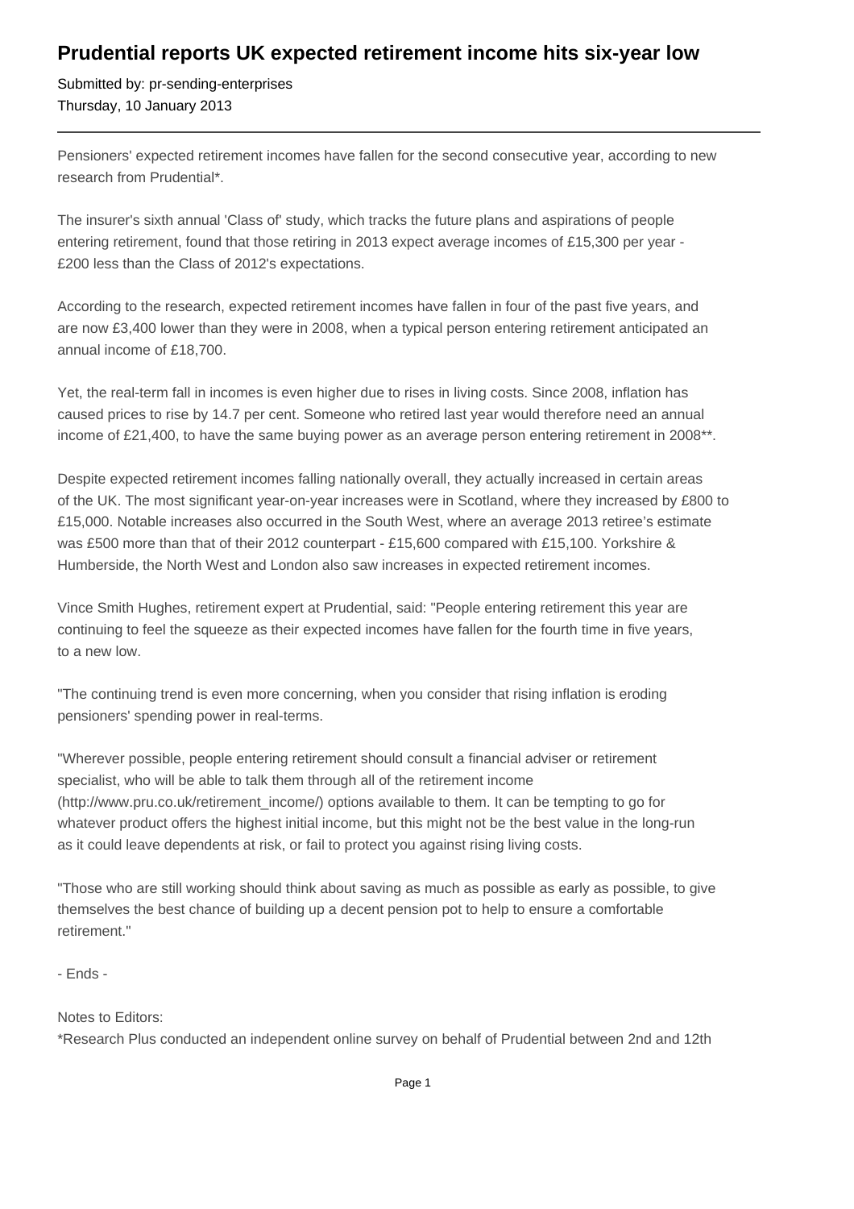# Prudential reports UK expected retirement income hits six-year low

Submitted by: pr-sending-enterprises
Thursday, 10 January 2013

---

Pensioners' expected retirement incomes have fallen for the second consecutive year, according to new research from Prudential*.

The insurer's sixth annual 'Class of' study, which tracks the future plans and aspirations of people entering retirement, found that those retiring in 2013 expect average incomes of £15,300 per year - £200 less than the Class of 2012's expectations.

According to the research, expected retirement incomes have fallen in four of the past five years, and are now £3,400 lower than they were in 2008, when a typical person entering retirement anticipated an annual income of £18,700.

Yet, the real-term fall in incomes is even higher due to rises in living costs. Since 2008, inflation has caused prices to rise by 14.7 per cent. Someone who retired last year would therefore need an annual income of £21,400, to have the same buying power as an average person entering retirement in 2008**.

Despite expected retirement incomes falling nationally overall, they actually increased in certain areas of the UK. The most significant year-on-year increases were in Scotland, where they increased by £800 to £15,000. Notable increases also occurred in the South West, where an average 2013 retiree's estimate was £500 more than that of their 2012 counterpart - £15,600 compared with £15,100. Yorkshire & Humberside, the North West and London also saw increases in expected retirement incomes.

Vince Smith Hughes, retirement expert at Prudential, said: "People entering retirement this year are continuing to feel the squeeze as their expected incomes have fallen for the fourth time in five years, to a new low.

"The continuing trend is even more concerning, when you consider that rising inflation is eroding pensioners' spending power in real-terms.

"Wherever possible, people entering retirement should consult a financial adviser or retirement specialist, who will be able to talk them through all of the retirement income (http://www.pru.co.uk/retirement_income/) options available to them. It can be tempting to go for whatever product offers the highest initial income, but this might not be the best value in the long-run as it could leave dependents at risk, or fail to protect you against rising living costs.

"Those who are still working should think about saving as much as possible as early as possible, to give themselves the best chance of building up a decent pension pot to help to ensure a comfortable retirement."

- Ends -

Notes to Editors:
*Research Plus conducted an independent online survey on behalf of Prudential between 2nd and 12th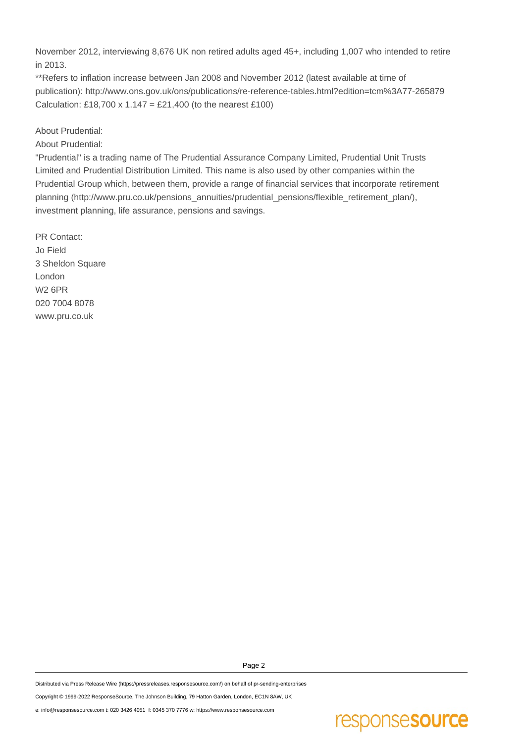November 2012, interviewing 8,676 UK non retired adults aged 45+, including 1,007 who intended to retire in 2013.

**Refers to inflation increase between Jan 2008 and November 2012 (latest available at time of publication): http://www.ons.gov.uk/ons/publications/re-reference-tables.html?edition=tcm%3A77-265879
Calculation: £18,700 x 1.147 = £21,400 (to the nearest £100)

About Prudential:

About Prudential:

"Prudential" is a trading name of The Prudential Assurance Company Limited, Prudential Unit Trusts Limited and Prudential Distribution Limited. This name is also used by other companies within the Prudential Group which, between them, provide a range of financial services that incorporate retirement planning (http://www.pru.co.uk/pensions_annuities/prudential_pensions/flexible_retirement_plan/), investment planning, life assurance, pensions and savings.

PR Contact:
Jo Field
3 Sheldon Square
London
W2 6PR
020 7004 8078
www.pru.co.uk

Distributed via Press Release Wire (https://pressreleases.responsesource.com/) on behalf of pr-sending-enterprises

Copyright © 1999-2022 ResponseSource, The Johnson Building, 79 Hatton Garden, London, EC1N 8AW, UK

e: info@responsesource.com t: 020 3426 4051 f: 0345 370 7776 w: https://www.responsesource.com